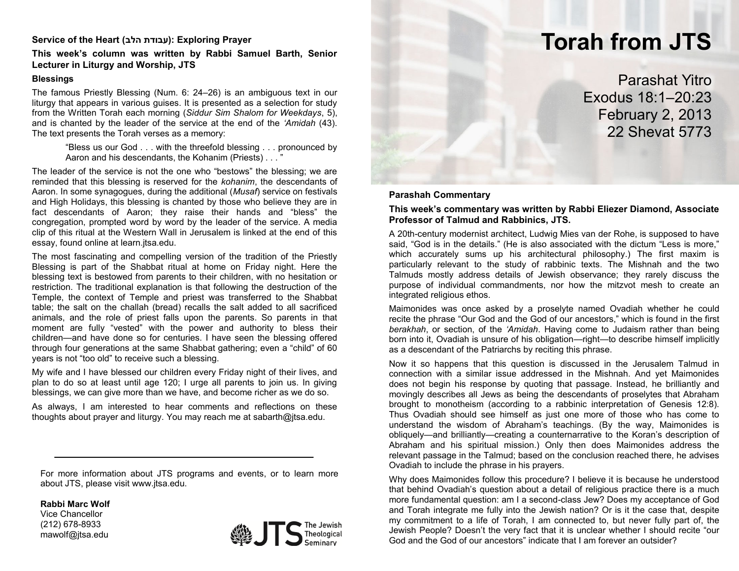# Torah from JTS

Parashat Yitro
Exodus 18:1–20:23
February 2, 2013
22 Shevat 5773

## Parashah Commentary

**This week's commentary was written by Rabbi Eliezer Diamond, Associate Professor of Talmud and Rabbinics, JTS.**

A 20th-century modernist architect, Ludwig Mies van der Rohe, is supposed to have said, "God is in the details." (He is also associated with the dictum "Less is more," which accurately sums up his architectural philosophy.) The first maxim is particularly relevant to the study of rabbinic texts. The Mishnah and the two Talmuds mostly address details of Jewish observance; they rarely discuss the purpose of individual commandments, nor how the mitzvot mesh to create an integrated religious ethos.

Maimonides was once asked by a proselyte named Ovadiah whether he could recite the phrase "Our God and the God of our ancestors," which is found in the first *berakhah*, or section, of the *'Amidah*. Having come to Judaism rather than being born into it, Ovadiah is unsure of his obligation—right—to describe himself implicitly as a descendant of the Patriarchs by reciting this phrase.

Now it so happens that this question is discussed in the Jerusalem Talmud in connection with a similar issue addressed in the Mishnah. And yet Maimonides does not begin his response by quoting that passage. Instead, he brilliantly and movingly describes all Jews as being the descendants of proselytes that Abraham brought to monotheism (according to a rabbinic interpretation of Genesis 12:8). Thus Ovadiah should see himself as just one more of those who has come to understand the wisdom of Abraham's teachings. (By the way, Maimonides is obliquely—and brilliantly—creating a counternarrative to the Koran's description of Abraham and his spiritual mission.) Only then does Maimonides address the relevant passage in the Talmud; based on the conclusion reached there, he advises Ovadiah to include the phrase in his prayers.

Why does Maimonides follow this procedure? I believe it is because he understood that behind Ovadiah's question about a detail of religious practice there is a much more fundamental question: am I a second-class Jew? Does my acceptance of God and Torah integrate me fully into the Jewish nation? Or is it the case that, despite my commitment to a life of Torah, I am connected to, but never fully part of, the Jewish People? Doesn't the very fact that it is unclear whether I should recite "our God and the God of our ancestors" indicate that I am forever an outsider?

## Service of the Heart (עבודת הלב): Exploring Prayer

**This week's column was written by Rabbi Samuel Barth, Senior Lecturer in Liturgy and Worship, JTS**

### Blessings

The famous Priestly Blessing (Num. 6: 24–26) is an ambiguous text in our liturgy that appears in various guises. It is presented as a selection for study from the Written Torah each morning (*Siddur Sim Shalom for Weekdays*, 5), and is chanted by the leader of the service at the end of the *'Amidah* (43). The text presents the Torah verses as a memory:

> "Bless us our God . . . with the threefold blessing . . . pronounced by Aaron and his descendants, the Kohanim (Priests) . . . "

The leader of the service is not the one who "bestows" the blessing; we are reminded that this blessing is reserved for the *kohanim*, the descendants of Aaron. In some synagogues, during the additional (*Musaf*) service on festivals and High Holidays, this blessing is chanted by those who believe they are in fact descendants of Aaron; they raise their hands and "bless" the congregation, prompted word by word by the leader of the service. A media clip of this ritual at the Western Wall in Jerusalem is linked at the end of this essay, found online at learn.jtsa.edu.

The most fascinating and compelling version of the tradition of the Priestly Blessing is part of the Shabbat ritual at home on Friday night. Here the blessing text is bestowed from parents to their children, with no hesitation or restriction. The traditional explanation is that following the destruction of the Temple, the context of Temple and priest was transferred to the Shabbat table; the salt on the challah (bread) recalls the salt added to all sacrificed animals, and the role of priest falls upon the parents. So parents in that moment are fully "vested" with the power and authority to bless their children—and have done so for centuries. I have seen the blessing offered through four generations at the same Shabbat gathering; even a "child" of 60 years is not "too old" to receive such a blessing.

My wife and I have blessed our children every Friday night of their lives, and plan to do so at least until age 120; I urge all parents to join us. In giving blessings, we can give more than we have, and become richer as we do so.

As always, I am interested to hear comments and reflections on these thoughts about prayer and liturgy. You may reach me at sabarth@jtsa.edu.

---

For more information about JTS programs and events, or to learn more about JTS, please visit www.jtsa.edu.

**Rabbi Marc Wolf**
Vice Chancellor
(212) 678-8933
mawolf@jtsa.edu

JTS The Jewish Theological Seminary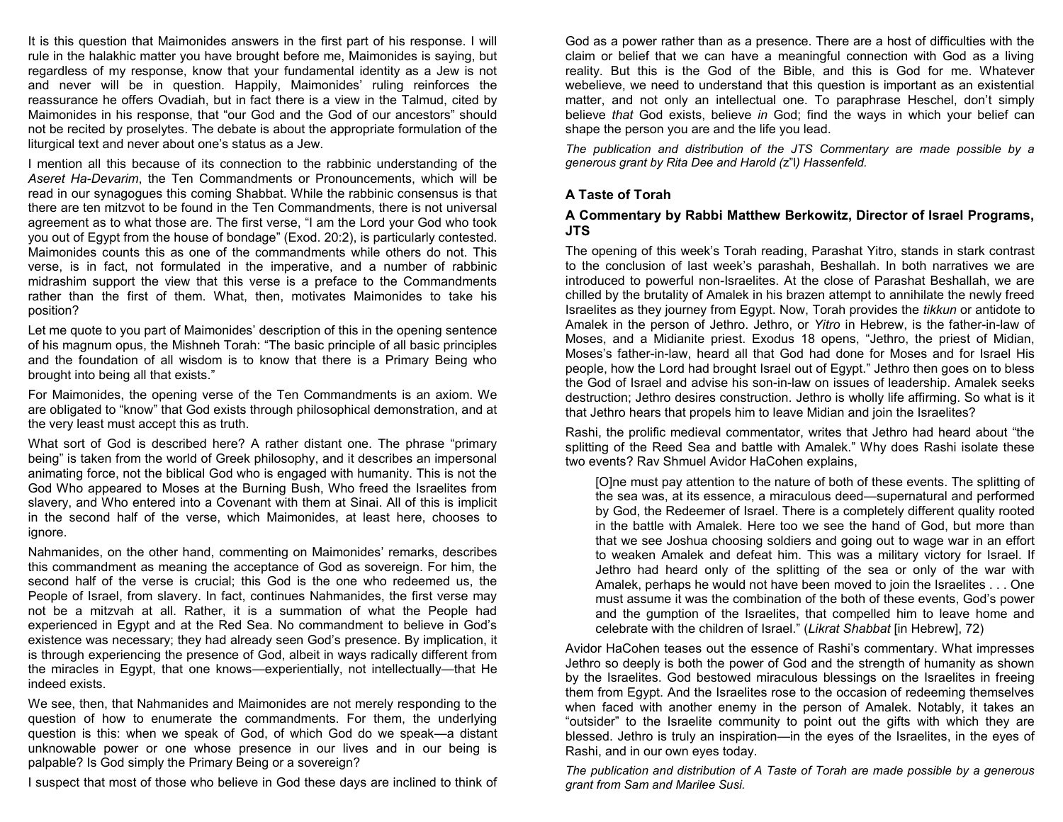It is this question that Maimonides answers in the first part of his response. I will rule in the halakhic matter you have brought before me, Maimonides is saying, but regardless of my response, know that your fundamental identity as a Jew is not and never will be in question. Happily, Maimonides' ruling reinforces the reassurance he offers Ovadiah, but in fact there is a view in the Talmud, cited by Maimonides in his response, that "our God and the God of our ancestors" should not be recited by proselytes. The debate is about the appropriate formulation of the liturgical text and never about one's status as a Jew.

I mention all this because of its connection to the rabbinic understanding of the *Aseret Ha-Devarim*, the Ten Commandments or Pronouncements, which will be read in our synagogues this coming Shabbat. While the rabbinic consensus is that there are ten mitzvot to be found in the Ten Commandments, there is not universal agreement as to what those are. The first verse, "I am the Lord your God who took you out of Egypt from the house of bondage" (Exod. 20:2), is particularly contested. Maimonides counts this as one of the commandments while others do not. This verse, is in fact, not formulated in the imperative, and a number of rabbinic midrashim support the view that this verse is a preface to the Commandments rather than the first of them. What, then, motivates Maimonides to take his position?

Let me quote to you part of Maimonides' description of this in the opening sentence of his magnum opus, the Mishneh Torah: "The basic principle of all basic principles and the foundation of all wisdom is to know that there is a Primary Being who brought into being all that exists."

For Maimonides, the opening verse of the Ten Commandments is an axiom. We are obligated to "know" that God exists through philosophical demonstration, and at the very least must accept this as truth.

What sort of God is described here? A rather distant one. The phrase "primary being" is taken from the world of Greek philosophy, and it describes an impersonal animating force, not the biblical God who is engaged with humanity. This is not the God Who appeared to Moses at the Burning Bush, Who freed the Israelites from slavery, and Who entered into a Covenant with them at Sinai. All of this is implicit in the second half of the verse, which Maimonides, at least here, chooses to ignore.

Nahmanides, on the other hand, commenting on Maimonides' remarks, describes this commandment as meaning the acceptance of God as sovereign. For him, the second half of the verse is crucial; this God is the one who redeemed us, the People of Israel, from slavery. In fact, continues Nahmanides, the first verse may not be a mitzvah at all. Rather, it is a summation of what the People had experienced in Egypt and at the Red Sea. No commandment to believe in God's existence was necessary; they had already seen God's presence. By implication, it is through experiencing the presence of God, albeit in ways radically different from the miracles in Egypt, that one knows—experientially, not intellectually—that He indeed exists.

We see, then, that Nahmanides and Maimonides are not merely responding to the question of how to enumerate the commandments. For them, the underlying question is this: when we speak of God, of which God do we speak—a distant unknowable power or one whose presence in our lives and in our being is palpable? Is God simply the Primary Being or a sovereign?

I suspect that most of those who believe in God these days are inclined to think of God as a power rather than as a presence. There are a host of difficulties with the claim or belief that we can have a meaningful connection with God as a living reality. But this is the God of the Bible, and this is God for me. Whatever webelieve, we need to understand that this question is important as an existential matter, and not only an intellectual one. To paraphrase Heschel, don't simply believe *that* God exists, believe *in* God; find the ways in which your belief can shape the person you are and the life you lead.

*The publication and distribution of the JTS Commentary are made possible by a generous grant by Rita Dee and Harold (z"l) Hassenfeld.*

## A Taste of Torah

### A Commentary by Rabbi Matthew Berkowitz, Director of Israel Programs, JTS

The opening of this week's Torah reading, Parashat Yitro, stands in stark contrast to the conclusion of last week's parashah, Beshallah. In both narratives we are introduced to powerful non-Israelites. At the close of Parashat Beshallah, we are chilled by the brutality of Amalek in his brazen attempt to annihilate the newly freed Israelites as they journey from Egypt. Now, Torah provides the *tikkun* or antidote to Amalek in the person of Jethro. Jethro, or *Yitro* in Hebrew, is the father-in-law of Moses, and a Midianite priest. Exodus 18 opens, "Jethro, the priest of Midian, Moses's father-in-law, heard all that God had done for Moses and for Israel His people, how the Lord had brought Israel out of Egypt." Jethro then goes on to bless the God of Israel and advise his son-in-law on issues of leadership. Amalek seeks destruction; Jethro desires construction. Jethro is wholly life affirming. So what is it that Jethro hears that propels him to leave Midian and join the Israelites?

Rashi, the prolific medieval commentator, writes that Jethro had heard about "the splitting of the Reed Sea and battle with Amalek." Why does Rashi isolate these two events? Rav Shmuel Avidor HaCohen explains,

> [O]ne must pay attention to the nature of both of these events. The splitting of the sea was, at its essence, a miraculous deed—supernatural and performed by God, the Redeemer of Israel. There is a completely different quality rooted in the battle with Amalek. Here too we see the hand of God, but more than that we see Joshua choosing soldiers and going out to wage war in an effort to weaken Amalek and defeat him. This was a military victory for Israel. If Jethro had heard only of the splitting of the sea or only of the war with Amalek, perhaps he would not have been moved to join the Israelites . . . One must assume it was the combination of the both of these events, God's power and the gumption of the Israelites, that compelled him to leave home and celebrate with the children of Israel." (*Likrat Shabbat* [in Hebrew], 72)

Avidor HaCohen teases out the essence of Rashi's commentary. What impresses Jethro so deeply is both the power of God and the strength of humanity as shown by the Israelites. God bestowed miraculous blessings on the Israelites in freeing them from Egypt. And the Israelites rose to the occasion of redeeming themselves when faced with another enemy in the person of Amalek. Notably, it takes an "outsider" to the Israelite community to point out the gifts with which they are blessed. Jethro is truly an inspiration—in the eyes of the Israelites, in the eyes of Rashi, and in our own eyes today.

*The publication and distribution of A Taste of Torah are made possible by a generous grant from Sam and Marilee Susi.*